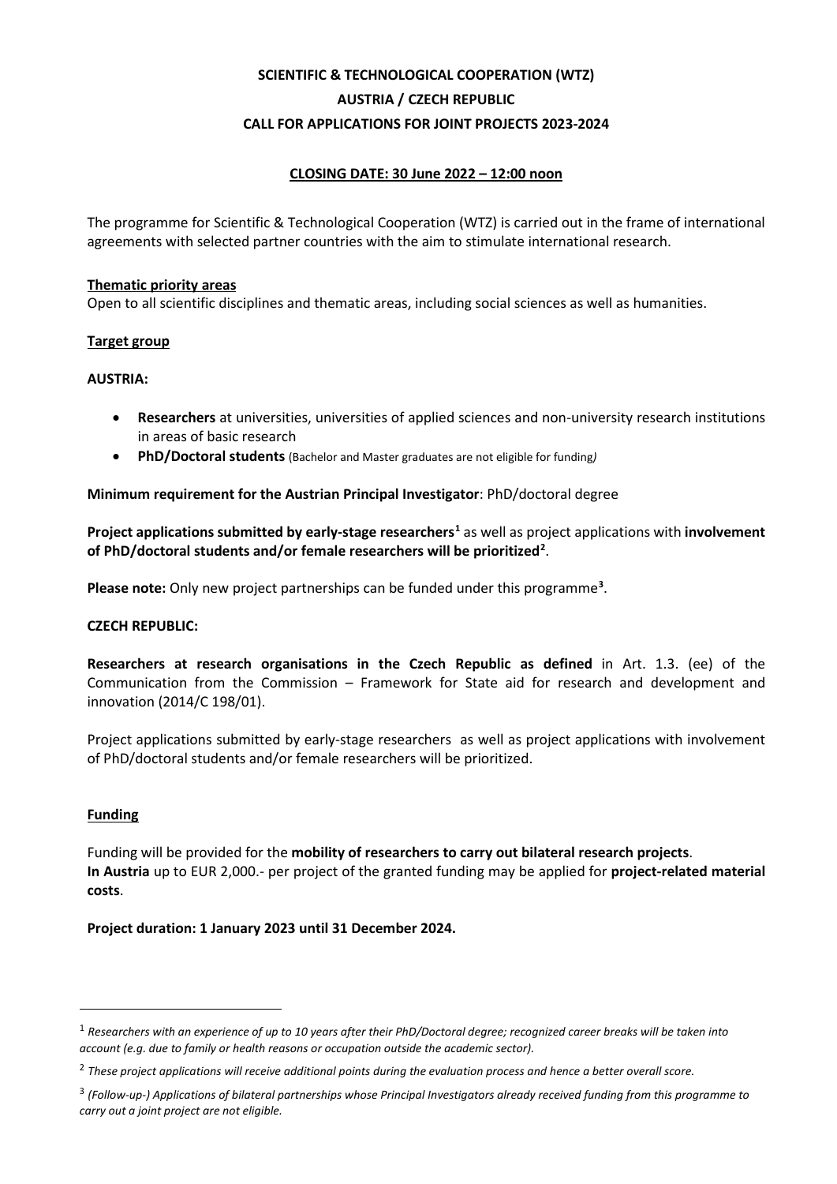# SCIENTIFIC & TECHNOLOGICAL COOPERATION (WTZ)
# AUSTRIA / CZECH REPUBLIC
# CALL FOR APPLICATIONS FOR JOINT PROJECTS 2023-2024

**CLOSING DATE: 30 June 2022 – 12:00 noon**

The programme for Scientific & Technological Cooperation (WTZ) is carried out in the frame of international agreements with selected partner countries with the aim to stimulate international research.

## Thematic priority areas

Open to all scientific disciplines and thematic areas, including social sciences as well as humanities.

## Target group

**AUSTRIA:**

- **Researchers** at universities, universities of applied sciences and non-university research institutions in areas of basic research
- **PhD/Doctoral students** (Bachelor and Master graduates are not eligible for funding*)*

**Minimum requirement for the Austrian Principal Investigator**: PhD/doctoral degree

**Project applications submitted by early-stage researchers**[1] as well as project applications with **involvement of PhD/doctoral students and/or female researchers will be prioritized**[2].

**Please note:** Only new project partnerships can be funded under this programme[3].

**CZECH REPUBLIC:**

**Researchers at research organisations in the Czech Republic as defined** in Art. 1.3. (ee) of the Communication from the Commission – Framework for State aid for research and development and innovation (2014/C 198/01).

Project applications submitted by early-stage researchers as well as project applications with involvement of PhD/doctoral students and/or female researchers will be prioritized.

## Funding

Funding will be provided for the **mobility of researchers to carry out bilateral research projects**.
**In Austria** up to EUR 2,000.- per project of the granted funding may be applied for **project-related material costs**.

**Project duration: 1 January 2023 until 31 December 2024.**

---

[1] *Researchers with an experience of up to 10 years after their PhD/Doctoral degree; recognized career breaks will be taken into account (e.g. due to family or health reasons or occupation outside the academic sector).*

[2] *These project applications will receive additional points during the evaluation process and hence a better overall score.*

[3] *(Follow-up-) Applications of bilateral partnerships whose Principal Investigators already received funding from this programme to carry out a joint project are not eligible.*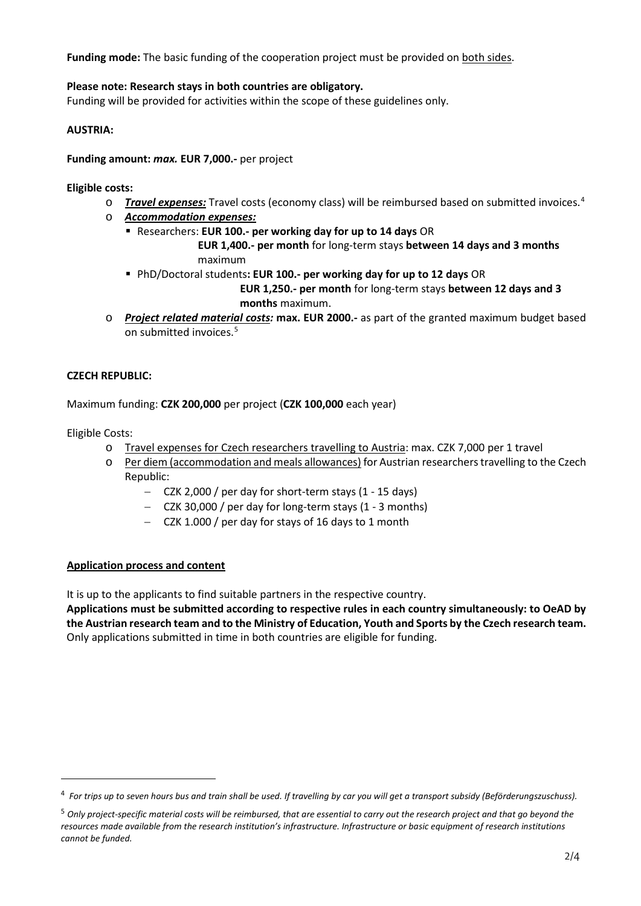**Funding mode:** The basic funding of the cooperation project must be provided on both sides.

**Please note: Research stays in both countries are obligatory.**
Funding will be provided for activities within the scope of these guidelines only.

**AUSTRIA:**

**Funding amount:** ***max.*** **EUR 7,000.-** per project

**Eligible costs:**

- ***Travel expenses:*** Travel costs (economy class) will be reimbursed based on submitted invoices.[4]
- ***Accommodation expenses:***
  - Researchers: **EUR 100.- per working day for up to 14 days** OR
    **EUR 1,400.- per month** for long-term stays **between 14 days and 3 months** maximum
  - PhD/Doctoral students**: EUR 100.- per working day for up to 12 days** OR
    **EUR 1,250.- per month** for long-term stays **between 12 days and 3 months** maximum.
- ***Project related material costs:*** **max. EUR 2000.-** as part of the granted maximum budget based on submitted invoices.[5]

**CZECH REPUBLIC:**

Maximum funding: **CZK 200,000** per project (**CZK 100,000** each year)

Eligible Costs:

- Travel expenses for Czech researchers travelling to Austria: max. CZK 7,000 per 1 travel
- Per diem (accommodation and meals allowances) for Austrian researchers travelling to the Czech Republic:
  - CZK 2,000 / per day for short-term stays (1 - 15 days)
  - CZK 30,000 / per day for long-term stays (1 - 3 months)
  - CZK 1.000 / per day for stays of 16 days to 1 month

## Application process and content

It is up to the applicants to find suitable partners in the respective country.

**Applications must be submitted according to respective rules in each country simultaneously: to OeAD by the Austrian research team and to the Ministry of Education, Youth and Sports by the Czech research team.** Only applications submitted in time in both countries are eligible for funding.

---

[4] *For trips up to seven hours bus and train shall be used. If travelling by car you will get a transport subsidy (Beförderungszuschuss).*

[5] *Only project-specific material costs will be reimbursed, that are essential to carry out the research project and that go beyond the resources made available from the research institution's infrastructure. Infrastructure or basic equipment of research institutions cannot be funded.*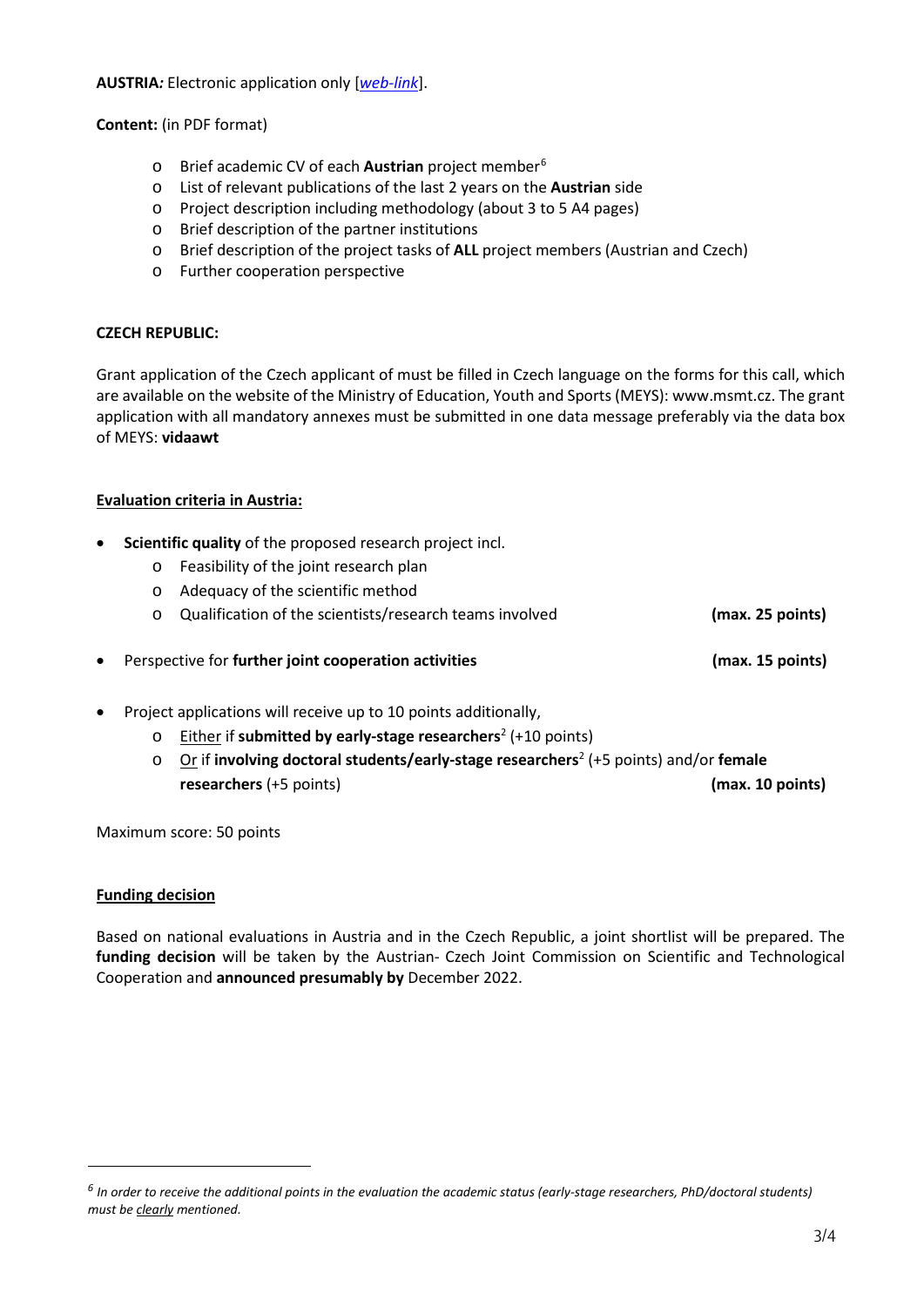**AUSTRIA*:*** Electronic application only [*web-link*].

**Content:** (in PDF format)

- Brief academic CV of each **Austrian** project member[6]
- List of relevant publications of the last 2 years on the **Austrian** side
- Project description including methodology (about 3 to 5 A4 pages)
- Brief description of the partner institutions
- Brief description of the project tasks of **ALL** project members (Austrian and Czech)
- Further cooperation perspective

**CZECH REPUBLIC:**

Grant application of the Czech applicant of must be filled in Czech language on the forms for this call, which are available on the website of the Ministry of Education, Youth and Sports (MEYS): www.msmt.cz. The grant application with all mandatory annexes must be submitted in one data message preferably via the data box of MEYS: **vidaawt**

**Evaluation criteria in Austria:**

- **Scientific quality** of the proposed research project incl.
    - Feasibility of the joint research plan
    - Adequacy of the scientific method
    - Qualification of the scientists/research teams involved **(max. 25 points)**
- Perspective for **further joint cooperation activities** **(max. 15 points)**
- Project applications will receive up to 10 points additionally,
    - Either if **submitted by early-stage researchers**[2] (+10 points)
    - Or if **involving doctoral students/early-stage researchers**[2] (+5 points) and/or **female researchers** (+5 points) **(max. 10 points)**

Maximum score: 50 points

**Funding decision**

Based on national evaluations in Austria and in the Czech Republic, a joint shortlist will be prepared. The **funding decision** will be taken by the Austrian- Czech Joint Commission on Scientific and Technological Cooperation and **announced presumably by** December 2022.

---

[6] *In order to receive the additional points in the evaluation the academic status (early-stage researchers, PhD/doctoral students) must be clearly mentioned.*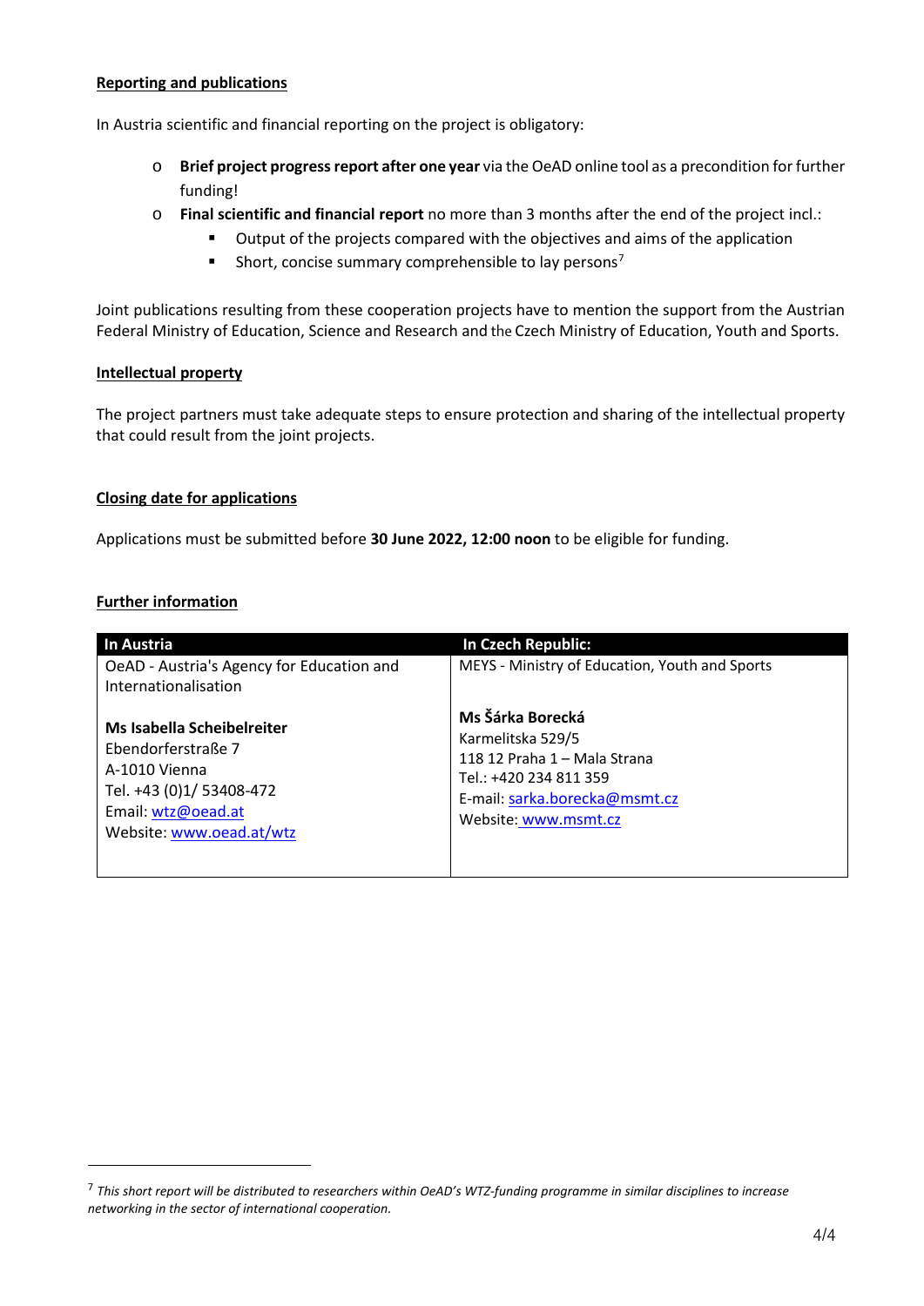## Reporting and publications

In Austria scientific and financial reporting on the project is obligatory:

- **Brief project progress report after one year** via the OeAD online tool as a precondition for further funding!
- **Final scientific and financial report** no more than 3 months after the end of the project incl.:
  - Output of the projects compared with the objectives and aims of the application
  - Short, concise summary comprehensible to lay persons[7]

Joint publications resulting from these cooperation projects have to mention the support from the Austrian Federal Ministry of Education, Science and Research and the Czech Ministry of Education, Youth and Sports.

## Intellectual property

The project partners must take adequate steps to ensure protection and sharing of the intellectual property that could result from the joint projects.

## Closing date for applications

Applications must be submitted before **30 June 2022, 12:00 noon** to be eligible for funding.

## Further information

| In Austria | In Czech Republic: |
|---|---|
| OeAD - Austria's Agency for Education and Internationalisation<br><br>**Ms Isabella Scheibelreiter**<br>Ebendorferstraße 7<br>A-1010 Vienna<br>Tel. +43 (0)1/ 53408-472<br>Email: wtz@oead.at<br>Website: www.oead.at/wtz | MEYS - Ministry of Education, Youth and Sports<br><br>**Ms Šárka Borecká**<br>Karmelitska 529/5<br>118 12 Praha 1 – Mala Strana<br>Tel.: +420 234 811 359<br>E-mail: sarka.borecka@msmt.cz<br>Website: www.msmt.cz |

[7] *This short report will be distributed to researchers within OeAD's WTZ-funding programme in similar disciplines to increase networking in the sector of international cooperation.*